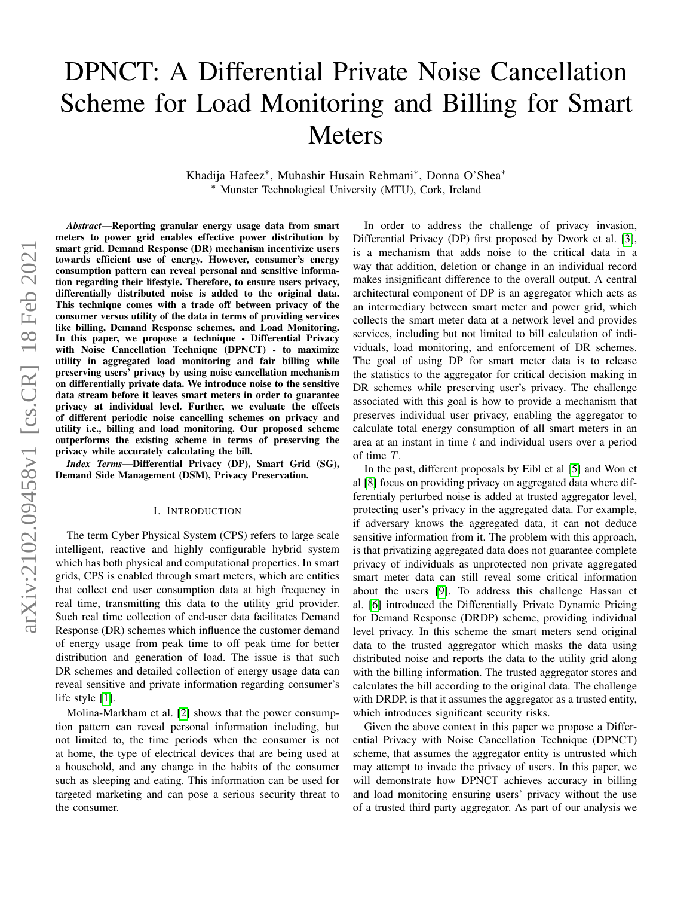# DPNCT: A Differential Private Noise Cancellation Scheme for Load Monitoring and Billing for Smart Meters

Khadija Hafeez*, Mubashir Husain Rehmani*, Donna O'Shea*

* Munster Technological University (MTU), Cork, Ireland

***Abstract*—Reporting granular energy usage data from smart meters to power grid enables effective power distribution by smart grid. Demand Response (DR) mechanism incentivize users towards efficient use of energy. However, consumer's energy consumption pattern can reveal personal and sensitive information regarding their lifestyle. Therefore, to ensure users privacy, differentially distributed noise is added to the original data. This technique comes with a trade off between privacy of the consumer versus utility of the data in terms of providing services like billing, Demand Response schemes, and Load Monitoring. In this paper, we propose a technique - Differential Privacy with Noise Cancellation Technique (DPNCT) - to maximize utility in aggregated load monitoring and fair billing while preserving users' privacy by using noise cancellation mechanism on differentially private data. We introduce noise to the sensitive data stream before it leaves smart meters in order to guarantee privacy at individual level. Further, we evaluate the effects of different periodic noise cancelling schemes on privacy and utility i.e., billing and load monitoring. Our proposed scheme outperforms the existing scheme in terms of preserving the privacy while accurately calculating the bill.**

***Index Terms*—Differential Privacy (DP), Smart Grid (SG), Demand Side Management (DSM), Privacy Preservation.**

## I. Introduction

The term Cyber Physical System (CPS) refers to large scale intelligent, reactive and highly configurable hybrid system which has both physical and computational properties. In smart grids, CPS is enabled through smart meters, which are entities that collect end user consumption data at high frequency in real time, transmitting this data to the utility grid provider. Such real time collection of end-user data facilitates Demand Response (DR) schemes which influence the customer demand of energy usage from peak time to off peak time for better distribution and generation of load. The issue is that such DR schemes and detailed collection of energy usage data can reveal sensitive and private information regarding consumer's life style [1].

Molina-Markham et al. [2] shows that the power consumption pattern can reveal personal information including, but not limited to, the time periods when the consumer is not at home, the type of electrical devices that are being used at a household, and any change in the habits of the consumer such as sleeping and eating. This information can be used for targeted marketing and can pose a serious security threat to the consumer.

In order to address the challenge of privacy invasion, Differential Privacy (DP) first proposed by Dwork et al. [3], is a mechanism that adds noise to the critical data in a way that addition, deletion or change in an individual record makes insignificant difference to the overall output. A central architectural component of DP is an aggregator which acts as an intermediary between smart meter and power grid, which collects the smart meter data at a network level and provides services, including but not limited to bill calculation of individuals, load monitoring, and enforcement of DR schemes. The goal of using DP for smart meter data is to release the statistics to the aggregator for critical decision making in DR schemes while preserving user's privacy. The challenge associated with this goal is how to provide a mechanism that preserves individual user privacy, enabling the aggregator to calculate total energy consumption of all smart meters in an area at an instant in time $t$ and individual users over a period of time $T$.

In the past, different proposals by Eibl et al [5] and Won et al [8] focus on providing privacy on aggregated data where differentialy perturbed noise is added at trusted aggregator level, protecting user's privacy in the aggregated data. For example, if adversary knows the aggregated data, it can not deduce sensitive information from it. The problem with this approach, is that privatizing aggregated data does not guarantee complete privacy of individuals as unprotected non private aggregated smart meter data can still reveal some critical information about the users [9]. To address this challenge Hassan et al. [6] introduced the Differentially Private Dynamic Pricing for Demand Response (DRDP) scheme, providing individual level privacy. In this scheme the smart meters send original data to the trusted aggregator which masks the data using distributed noise and reports the data to the utility grid along with the billing information. The trusted aggregator stores and calculates the bill according to the original data. The challenge with DRDP, is that it assumes the aggregator as a trusted entity, which introduces significant security risks.

Given the above context in this paper we propose a Differential Privacy with Noise Cancellation Technique (DPNCT) scheme, that assumes the aggregator entity is untrusted which may attempt to invade the privacy of users. In this paper, we will demonstrate how DPNCT achieves accuracy in billing and load monitoring ensuring users' privacy without the use of a trusted third party aggregator. As part of our analysis we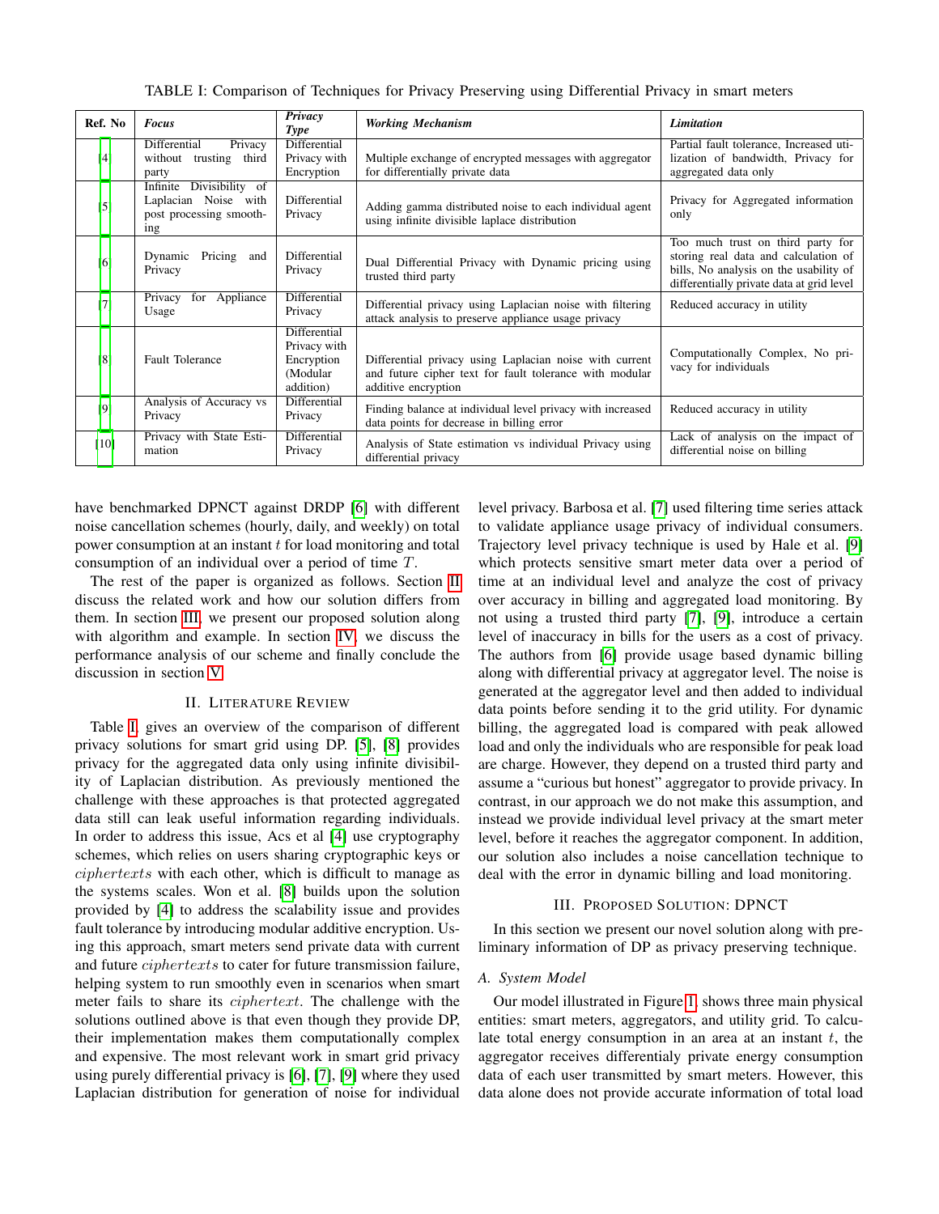TABLE I: Comparison of Techniques for Privacy Preserving using Differential Privacy in smart meters

| Ref. No | *Focus* | *Privacy Type* | *Working Mechanism* | *Limitation* |
|---|---|---|---|---|
| [4] | Differential Privacy without trusting third party | Differential Privacy with Encryption | Multiple exchange of encrypted messages with aggregator for differentially private data | Partial fault tolerance, Increased utilization of bandwidth, Privacy for aggregated data only |
| [5] | Infinite Divisibility of Laplacian Noise with post processing smoothing | Differential Privacy | Adding gamma distributed noise to each individual agent using infinite divisible laplace distribution | Privacy for Aggregated information only |
| [6] | Dynamic Pricing and Privacy | Differential Privacy | Dual Differential Privacy with Dynamic pricing using trusted third party | Too much trust on third party for storing real data and calculation of bills, No analysis on the usability of differentially private data at grid level |
| [7] | Privacy for Appliance Usage | Differential Privacy | Differential privacy using Laplacian noise with filtering attack analysis to preserve appliance usage privacy | Reduced accuracy in utility |
| [8] | Fault Tolerance | Differential Privacy with Encryption (Modular addition) | Differential privacy using Laplacian noise with current and future cipher text for fault tolerance with modular additive encryption | Computationally Complex, No privacy for individuals |
| [9] | Analysis of Accuracy vs Privacy | Differential Privacy | Finding balance at individual level privacy with increased data points for decrease in billing error | Reduced accuracy in utility |
| [10] | Privacy with State Estimation | Differential Privacy | Analysis of State estimation vs individual Privacy using differential privacy | Lack of analysis on the impact of differential noise on billing |

have benchmarked DPNCT against DRDP [6] with different noise cancellation schemes (hourly, daily, and weekly) on total power consumption at an instant $t$ for load monitoring and total consumption of an individual over a period of time $T$.

The rest of the paper is organized as follows. Section II discuss the related work and how our solution differs from them. In section III, we present our proposed solution along with algorithm and example. In section IV, we discuss the performance analysis of our scheme and finally conclude the discussion in section V.

## II. Literature Review

Table I, gives an overview of the comparison of different privacy solutions for smart grid using DP. [5], [8] provides privacy for the aggregated data only using infinite divisibility of Laplacian distribution. As previously mentioned the challenge with these approaches is that protected aggregated data still can leak useful information regarding individuals. In order to address this issue, Acs et al [4] use cryptography schemes, which relies on users sharing cryptographic keys or *ciphertexts* with each other, which is difficult to manage as the systems scales. Won et al. [8] builds upon the solution provided by [4] to address the scalability issue and provides fault tolerance by introducing modular additive encryption. Using this approach, smart meters send private data with current and future *ciphertexts* to cater for future transmission failure, helping system to run smoothly even in scenarios when smart meter fails to share its *ciphertext*. The challenge with the solutions outlined above is that even though they provide DP, their implementation makes them computationally complex and expensive. The most relevant work in smart grid privacy using purely differential privacy is [6], [7], [9] where they used Laplacian distribution for generation of noise for individual level privacy. Barbosa et al. [7] used filtering time series attack to validate appliance usage privacy of individual consumers. Trajectory level privacy technique is used by Hale et al. [9] which protects sensitive smart meter data over a period of time at an individual level and analyze the cost of privacy over accuracy in billing and aggregated load monitoring. By not using a trusted third party [7], [9], introduce a certain level of inaccuracy in bills for the users as a cost of privacy. The authors from [6] provide usage based dynamic billing along with differential privacy at aggregator level. The noise is generated at the aggregator level and then added to individual data points before sending it to the grid utility. For dynamic billing, the aggregated load is compared with peak allowed load and only the individuals who are responsible for peak load are charge. However, they depend on a trusted third party and assume a "curious but honest" aggregator to provide privacy. In contrast, in our approach we do not make this assumption, and instead we provide individual level privacy at the smart meter level, before it reaches the aggregator component. In addition, our solution also includes a noise cancellation technique to deal with the error in dynamic billing and load monitoring.

## III. Proposed Solution: DPNCT

In this section we present our novel solution along with preliminary information of DP as privacy preserving technique.

### A. System Model

Our model illustrated in Figure 1, shows three main physical entities: smart meters, aggregators, and utility grid. To calculate total energy consumption in an area at an instant $t$, the aggregator receives differentialy private energy consumption data of each user transmitted by smart meters. However, this data alone does not provide accurate information of total load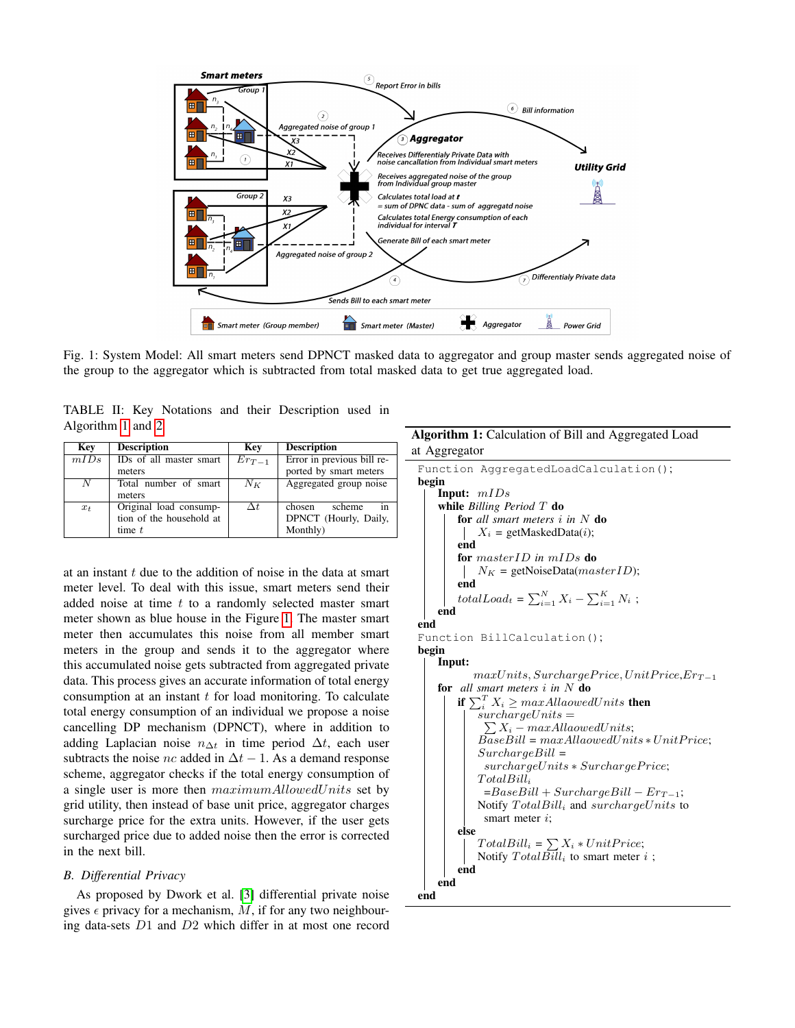Fig. 1: System Model: All smart meters send DPNCT masked data to aggregator and group master sends aggregated noise of the group to the aggregator which is subtracted from total masked data to get true aggregated load.

TABLE II: Key Notations and their Description used in Algorithm 1 and 2

| Key | Description | Key | Description |
|---|---|---|---|
| $mIDs$ | IDs of all master smart meters | $Er_{T-1}$ | Error in previous bill reported by smart meters |
| $N$ | Total number of smart meters | $N_K$ | Aggregated group noise |
| $x_t$ | Original load consumption of the household at time $t$ | $\Delta t$ | chosen scheme in DPNCT (Hourly, Daily, Monthly) |

at an instant $t$ due to the addition of noise in the data at smart meter level. To deal with this issue, smart meters send their added noise at time $t$ to a randomly selected master smart meter shown as blue house in the Figure 1. The master smart meter then accumulates this noise from all member smart meters in the group and sends it to the aggregator where this accumulated noise gets subtracted from aggregated private data. This process gives an accurate information of total energy consumption at an instant $t$ for load monitoring. To calculate total energy consumption of an individual we propose a noise cancelling DP mechanism (DPNCT), where in addition to adding Laplacian noise $n_{\Delta t}$ in time period $\Delta t$, each user subtracts the noise $nc$ added in $\Delta t - 1$. As a demand response scheme, aggregator checks if the total energy consumption of a single user is more then $maximumAllowedUnits$ set by grid utility, then instead of base unit price, aggregator charges surcharge price for the extra units. However, if the user gets surcharged price due to added noise then the error is corrected in the next bill.

### B. Differential Privacy

As proposed by Dwork et al. [3] differential private noise gives $\epsilon$ privacy for a mechanism, $M$, if for any two neighbouring data-sets $D1$ and $D2$ which differ in at most one record

**Algorithm 1:** Calculation of Bill and Aggregated Load at Aggregator

```
Function AggregatedLoadCalculation();
begin
    Input: mIDs
    while Billing Period T do
        for all smart meters i in N do
            X_i = getMaskedData(i);
        end
        for masterID in mIDs do
            N_K = getNoiseData(masterID);
        end
        totalLoad_t = Σ_{i=1}^{N} X_i − Σ_{i=1}^{K} N_i ;
    end
end
Function BillCalculation();
begin
    Input:
        maxUnits, SurchargePrice, UnitPrice, Er_{T-1}
    for all smart meters i in N do
        if Σ_i^T X_i ≥ maxAllaowedUnits then
            surchargeUnits =
              Σ X_i − maxAllaowedUnits;
            BaseBill = maxAllaowedUnits ∗ UnitPrice;
            SurchargeBill =
              surchargeUnits ∗ SurchargePrice;
            TotalBill_i
              =BaseBill + SurchargeBill − Er_{T-1};
            Notify TotalBill_i and surchargeUnits to
              smart meter i;
        else
            TotalBill_i = Σ X_i ∗ UnitPrice;
            Notify TotalBill_i to smart meter i ;
        end
    end
end
```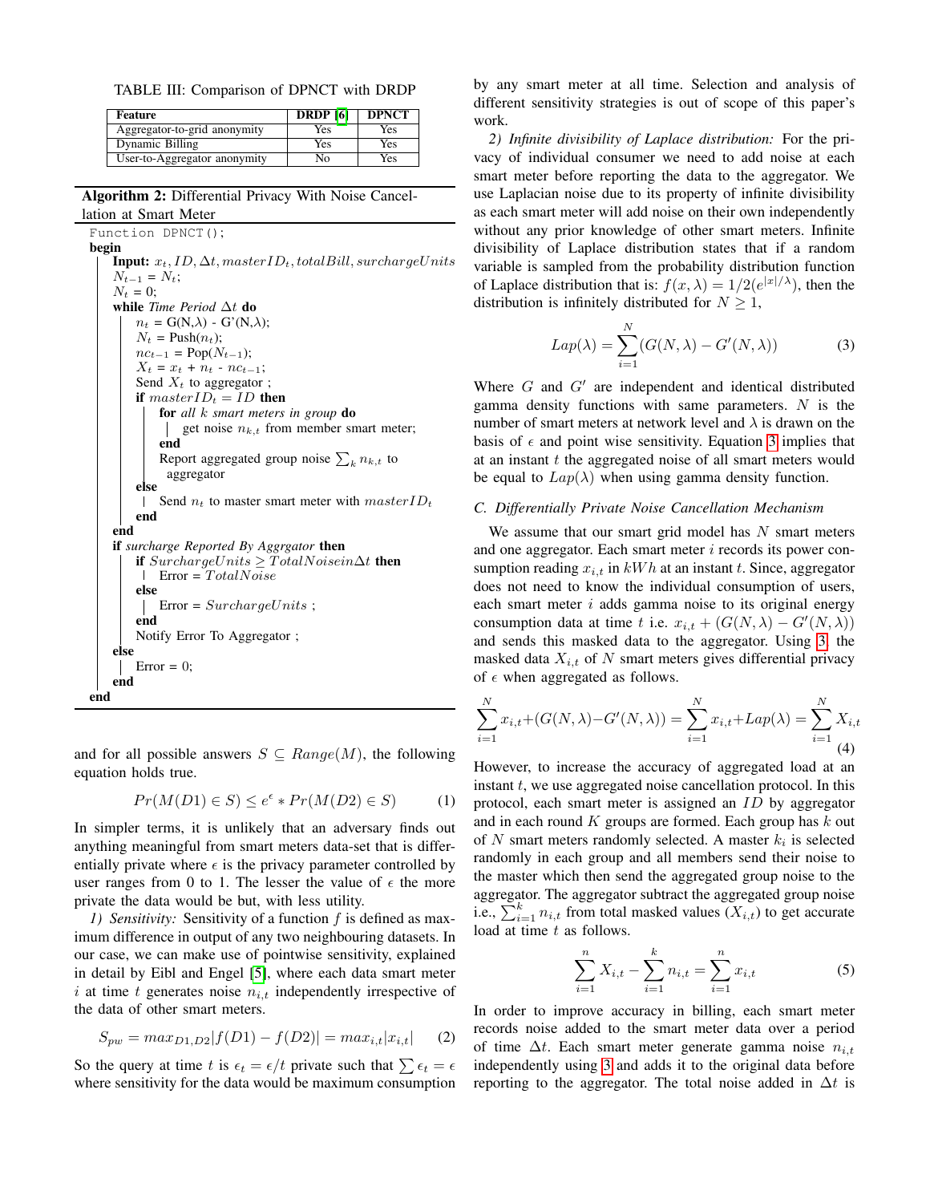TABLE III: Comparison of DPNCT with DRDP

| Feature | DRDP [6] | DPNCT |
|---|---|---|
| Aggregator-to-grid anonymity | Yes | Yes |
| Dynamic Billing | Yes | Yes |
| User-to-Aggregator anonymity | No | Yes |

**Algorithm 2:** Differential Privacy With Noise Cancellation at Smart Meter

```
Function DPNCT();
begin
    Input: x_t, ID, Δt, masterID_t, totalBill, surchargeUnits
    N_{t-1} = N_t;
    N_t = 0;
    while Time Period Δt do
        n_t = G(N,λ) - G'(N,λ);
        N_t = Push(n_t);
        nc_{t-1} = Pop(N_{t-1});
        X_t = x_t + n_t - nc_{t-1};
        Send X_t to aggregator ;
        if masterID_t = ID then
            for all k smart meters in group do
                get noise n_{k,t} from member smart meter;
            end
            Report aggregated group noise Σ_k n_{k,t} to
              aggregator
        else
            Send n_t to master smart meter with masterID_t
        end
    end
    if surcharge Reported By Aggrgator then
        if SurchargeUnits ≥ TotalNoiseinΔt then
            Error = TotalNoise
        else
            Error = SurchargeUnits ;
        end
        Notify Error To Aggregator ;
    else
        Error = 0;
    end
end
```

and for all possible answers $S \subseteq Range(M)$, the following equation holds true.

$$Pr(M(D1) \in S) \leq e^{\epsilon} * Pr(M(D2) \in S) \tag{1}$$

In simpler terms, it is unlikely that an adversary finds out anything meaningful from smart meters data-set that is differentially private where $\epsilon$ is the privacy parameter controlled by user ranges from 0 to 1. The lesser the value of $\epsilon$ the more private the data would be but, with less utility.

*1) Sensitivity:* Sensitivity of a function $f$ is defined as maximum difference in output of any two neighbouring datasets. In our case, we can make use of pointwise sensitivity, explained in detail by Eibl and Engel [5], where each data smart meter $i$ at time $t$ generates noise $n_{i,t}$ independently irrespective of the data of other smart meters.

$$S_{pw} = max_{D1,D2}|f(D1) - f(D2)| = max_{i,t}|x_{i,t}| \tag{2}$$

So the query at time $t$ is $\epsilon_t = \epsilon/t$ private such that $\sum \epsilon_t = \epsilon$ where sensitivity for the data would be maximum consumption by any smart meter at all time. Selection and analysis of different sensitivity strategies is out of scope of this paper's work.

*2) Infinite divisibility of Laplace distribution:* For the privacy of individual consumer we need to add noise at each smart meter before reporting the data to the aggregator. We use Laplacian noise due to its property of infinite divisibility as each smart meter will add noise on their own independently without any prior knowledge of other smart meters. Infinite divisibility of Laplace distribution states that if a random variable is sampled from the probability distribution function of Laplace distribution that is: $f(x, \lambda) = 1/2(e^{|x|/\lambda})$, then the distribution is infinitely distributed for $N \geq 1$,

$$Lap(\lambda) = \sum_{i=1}^{N}(G(N, \lambda) - G'(N, \lambda)) \tag{3}$$

Where $G$ and $G'$ are independent and identical distributed gamma density functions with same parameters. $N$ is the number of smart meters at network level and $\lambda$ is drawn on the basis of $\epsilon$ and point wise sensitivity. Equation 3 implies that at an instant $t$ the aggregated noise of all smart meters would be equal to $Lap(\lambda)$ when using gamma density function.

### C. Differentially Private Noise Cancellation Mechanism

We assume that our smart grid model has $N$ smart meters and one aggregator. Each smart meter $i$ records its power consumption reading $x_{i,t}$ in $kWh$ at an instant $t$. Since, aggregator does not need to know the individual consumption of users, each smart meter $i$ adds gamma noise to its original energy consumption data at time $t$ i.e. $x_{i,t} + (G(N, \lambda) - G'(N, \lambda))$ and sends this masked data to the aggregator. Using 3, the masked data $X_{i,t}$ of $N$ smart meters gives differential privacy of $\epsilon$ when aggregated as follows.

$$\sum_{i=1}^{N} x_{i,t} + (G(N, \lambda) - G'(N, \lambda)) = \sum_{i=1}^{N} x_{i,t} + Lap(\lambda) = \sum_{i=1}^{N} X_{i,t} \tag{4}$$

However, to increase the accuracy of aggregated load at an instant $t$, we use aggregated noise cancellation protocol. In this protocol, each smart meter is assigned an $ID$ by aggregator and in each round $K$ groups are formed. Each group has $k$ out of $N$ smart meters randomly selected. A master $k_i$ is selected randomly in each group and all members send their noise to the master which then send the aggregated group noise to the aggregator. The aggregator subtract the aggregated group noise i.e., $\sum_{i=1}^{k} n_{i,t}$ from total masked values ($X_{i,t}$) to get accurate load at time $t$ as follows.

$$\sum_{i=1}^{n} X_{i,t} - \sum_{i=1}^{k} n_{i,t} = \sum_{i=1}^{n} x_{i,t} \tag{5}$$

In order to improve accuracy in billing, each smart meter records noise added to the smart meter data over a period of time $\Delta t$. Each smart meter generate gamma noise $n_{i,t}$ independently using 3 and adds it to the original data before reporting to the aggregator. The total noise added in $\Delta t$ is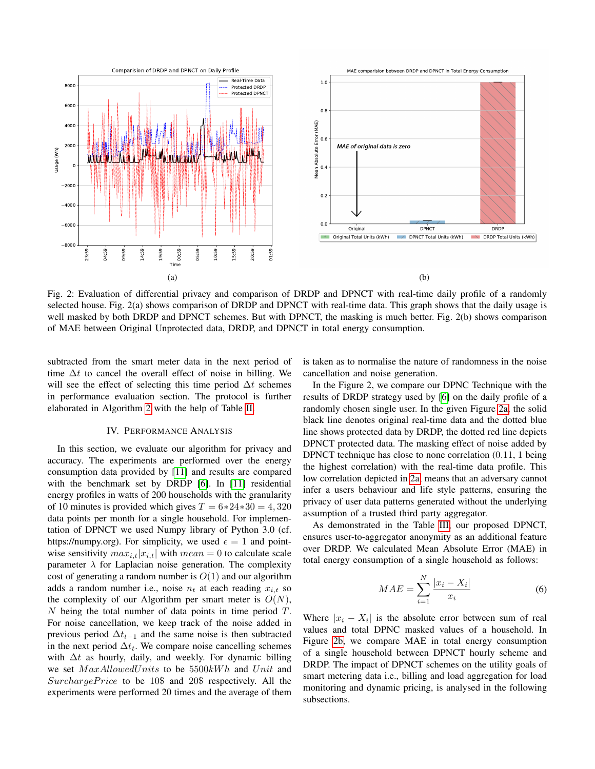(a)

(b)

Fig. 2: Evaluation of differential privacy and comparison of DRDP and DPNCT with real-time daily profile of a randomly selected house. Fig. 2(a) shows comparison of DRDP and DPNCT with real-time data. This graph shows that the daily usage is well masked by both DRDP and DPNCT schemes. But with DPNCT, the masking is much better. Fig. 2(b) shows comparison of MAE between Original Unprotected data, DRDP, and DPNCT in total energy consumption.

subtracted from the smart meter data in the next period of time $\Delta t$ to cancel the overall effect of noise in billing. We will see the effect of selecting this time period $\Delta t$ schemes in performance evaluation section. The protocol is further elaborated in Algorithm 2 with the help of Table II.

## IV. Performance Analysis

In this section, we evaluate our algorithm for privacy and accuracy. The experiments are performed over the energy consumption data provided by [11] and results are compared with the benchmark set by DRDP [6]. In [11] residential energy profiles in watts of 200 households with the granularity of 10 minutes is provided which gives $T = 6*24*30 = 4,320$ data points per month for a single household. For implementation of DPNCT we used Numpy library of Python 3.0 (cf. https://numpy.org). For simplicity, we used $\epsilon = 1$ and point-wise sensitivity $max_{i,t}|x_{i,t}|$ with $mean = 0$ to calculate scale parameter $\lambda$ for Laplacian noise generation. The complexity cost of generating a random number is $O(1)$ and our algorithm adds a random number i.e., noise $n_t$ at each reading $x_{i,t}$ so the complexity of our Algorithm per smart meter is $O(N)$, $N$ being the total number of data points in time period $T$. For noise cancellation, we keep track of the noise added in previous period $\Delta t_{t-1}$ and the same noise is then subtracted in the next period $\Delta t_t$. We compare noise cancelling schemes with $\Delta t$ as hourly, daily, and weekly. For dynamic billing we set $MaxAllowedUnits$ to be $5500kWh$ and $Unit$ and $SurchargePrice$ to be 10$ and 20$ respectively. All the experiments were performed 20 times and the average of them is taken as to normalise the nature of randomness in the noise cancellation and noise generation.

In the Figure 2, we compare our DPNC Technique with the results of DRDP strategy used by [6] on the daily profile of a randomly chosen single user. In the given Figure 2a, the solid black line denotes original real-time data and the dotted blue line shows protected data by DRDP, the dotted red line depicts DPNCT protected data. The masking effect of noise added by DPNCT technique has close to none correlation (0.11, 1 being the highest correlation) with the real-time data profile. This low correlation depicted in 2a means that an adversary cannot infer a users behaviour and life style patterns, ensuring the privacy of user data patterns generated without the underlying assumption of a trusted third party aggregator.

As demonstrated in the Table III, our proposed DPNCT, ensures user-to-aggregator anonymity as an additional feature over DRDP. We calculated Mean Absolute Error (MAE) in total energy consumption of a single household as follows:

$$MAE = \sum_{i=1}^{N} \frac{|x_i - X_i|}{x_i} \tag{6}$$

Where $|x_i - X_i|$ is the absolute error between sum of real values and total DPNC masked values of a household. In Figure 2b, we compare MAE in total energy consumption of a single household between DPNCT hourly scheme and DRDP. The impact of DPNCT schemes on the utility goals of smart metering data i.e., billing and load aggregation for load monitoring and dynamic pricing, is analysed in the following subsections.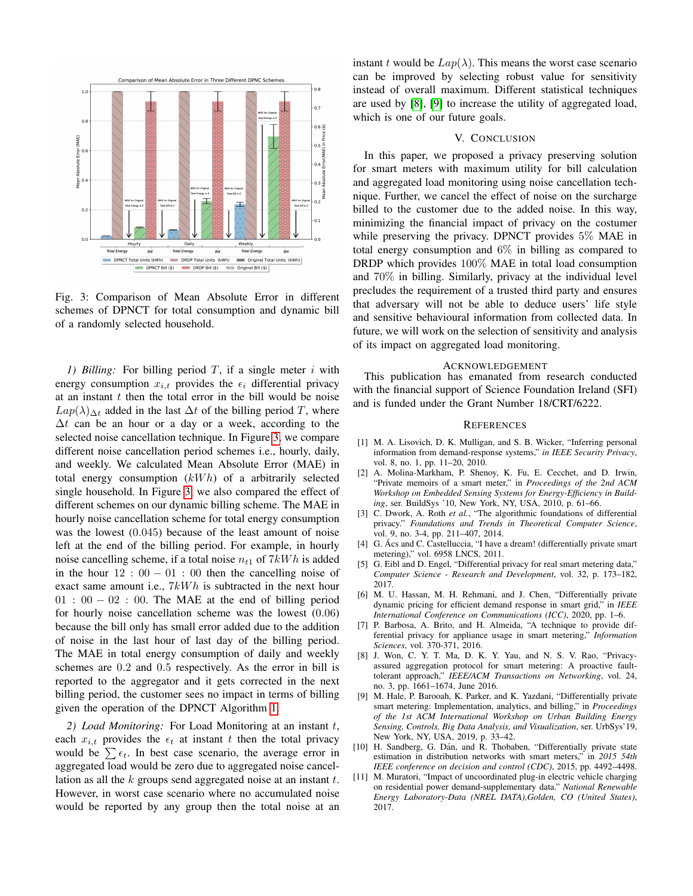Comparison of Mean Absolute Error in Three Different DPNC Schemes

Mean Absolute Error (MAE)

Mean Absolute Error(MAE) in Price ($)

MAE for Original Total Energy is 0

MAE for Original Total Bill is 0

Hourly

Daily

Weekly

Total Energy

Bill

DPNCT Total Units (kWh)

DRDP Total Units (kWh)

Original Total Units (kWh)

DPNCT Bill ($)

DRDP Bill ($)

Original Bill ($)

Fig. 3: Comparison of Mean Absolute Error in different schemes of DPNCT for total consumption and dynamic bill of a randomly selected household.

*1) Billing:* For billing period $T$, if a single meter $i$ with energy consumption $x_{i,t}$ provides the $\epsilon_i$ differential privacy at an instant $t$ then the total error in the bill would be noise $Lap(\lambda)_{\Delta t}$ added in the last $\Delta t$ of the billing period $T$, where $\Delta t$ can be an hour or a day or a week, according to the selected noise cancellation technique. In Figure 3, we compare different noise cancellation period schemes i.e., hourly, daily, and weekly. We calculated Mean Absolute Error (MAE) in total energy consumption $(kWh)$ of a arbitrarily selected single household. In Figure 3, we also compared the effect of different schemes on our dynamic billing scheme. The MAE in hourly noise cancellation scheme for total energy consumption was the lowest $(0.045)$ because of the least amount of noise left at the end of the billing period. For example, in hourly noise cancelling scheme, if a total noise $n_{t1}$ of $7kWh$ is added in the hour $12:00-01:00$ then the cancelling noise of exact same amount i.e., $7kWh$ is subtracted in the next hour $01:00-02:00$. The MAE at the end of billing period for hourly noise cancellation scheme was the lowest $(0.06)$ because the bill only has small error added due to the addition of noise in the last hour of the last day of the billing period. The MAE in total energy consumption of daily and weekly schemes are $0.2$ and $0.5$ respectively. As the error in bill is reported to the aggregator and it gets corrected in the next billing period, the customer sees no impact in terms of billing given the operation of the DPNCT Algorithm 1.

*2) Load Monitoring:* For Load Monitoring at an instant $t$, each $x_{i,t}$ provides the $\epsilon_t$ at instant $t$ then the total privacy would be $\sum \epsilon_t$. In best case scenario, the average error in aggregated load would be zero due to aggregated noise cancellation as all the $k$ groups send aggregated noise at an instant $t$. However, in worst case scenario where no accumulated noise would be reported by any group then the total noise at an instant $t$ would be $Lap(\lambda)$. This means the worst case scenario can be improved by selecting robust value for sensitivity instead of overall maximum. Different statistical techniques are used by [8], [9] to increase the utility of aggregated load, which is one of our future goals.

## V. Conclusion

In this paper, we proposed a privacy preserving solution for smart meters with maximum utility for bill calculation and aggregated load monitoring using noise cancellation technique. Further, we cancel the effect of noise on the surcharge billed to the customer due to the added noise. In this way, minimizing the financial impact of privacy on the costumer while preserving the privacy. DPNCT provides $5\%$ MAE in total energy consumption and $6\%$ in billing as compared to DRDP which provides $100\%$ MAE in total load consumption and $70\%$ in billing. Similarly, privacy at the individual level precludes the requirement of a trusted third party and ensures that adversary will not be able to deduce users' life style and sensitive behavioural information from collected data. In future, we will work on the selection of sensitivity and analysis of its impact on aggregated load monitoring.

## Acknowledgement

This publication has emanated from research conducted with the financial support of Science Foundation Ireland (SFI) and is funded under the Grant Number 18/CRT/6222.

## References

[1] M. A. Lisovich, D. K. Mulligan, and S. B. Wicker, "Inferring personal information from demand-response systems," *in IEEE Security Privacy*, vol. 8, no. 1, pp. 11–20, 2010.

[2] A. Molina-Markham, P. Shenoy, K. Fu, E. Cecchet, and D. Irwin, "Private memoirs of a smart meter," in *Proceedings of the 2nd ACM Workshop on Embedded Sensing Systems for Energy-Efficiency in Building*, ser. BuildSys '10, New York, NY, USA, 2010, p. 61–66.

[3] C. Dwork, A. Roth *et al.*, "The algorithmic foundations of differential privacy." *Foundations and Trends in Theoretical Computer Science*, vol. 9, no. 3-4, pp. 211–407, 2014.

[4] G. Ács and C. Castelluccia, "I have a dream! (differentially private smart metering)," vol. 6958 LNCS, 2011.

[5] G. Eibl and D. Engel, "Differential privacy for real smart metering data," *Computer Science - Research and Development*, vol. 32, p. 173–182, 2017.

[6] M. U. Hassan, M. H. Rehmani, and J. Chen, "Differentially private dynamic pricing for efficient demand response in smart grid," in *IEEE International Conference on Communications (ICC)*, 2020, pp. 1–6.

[7] P. Barbosa, A. Brito, and H. Almeida, "A technique to provide differential privacy for appliance usage in smart metering," *Information Sciences*, vol. 370-371, 2016.

[8] J. Won, C. Y. T. Ma, D. K. Y. Yau, and N. S. V. Rao, "Privacy-assured aggregation protocol for smart metering: A proactive fault-tolerant approach," *IEEE/ACM Transactions on Networking*, vol. 24, no. 3, pp. 1661–1674, June 2016.

[9] M. Hale, P. Barooah, K. Parker, and K. Yazdani, "Differentially private smart metering: Implementation, analytics, and billing," in *Proceedings of the 1st ACM International Workshop on Urban Building Energy Sensing, Controls, Big Data Analysis, and Visualization*, ser. UrbSys'19, New York, NY, USA, 2019, p. 33–42.

[10] H. Sandberg, G. Dán, and R. Thobaben, "Differentially private state estimation in distribution networks with smart meters," in *2015 54th IEEE conference on decision and control (CDC)*, 2015, pp. 4492–4498.

[11] M. Muratori, "Impact of uncoordinated plug-in electric vehicle charging on residential power demand-supplementary data." *National Renewable Energy Laboratory-Data (NREL DATA),Golden, CO (United States)*, 2017.